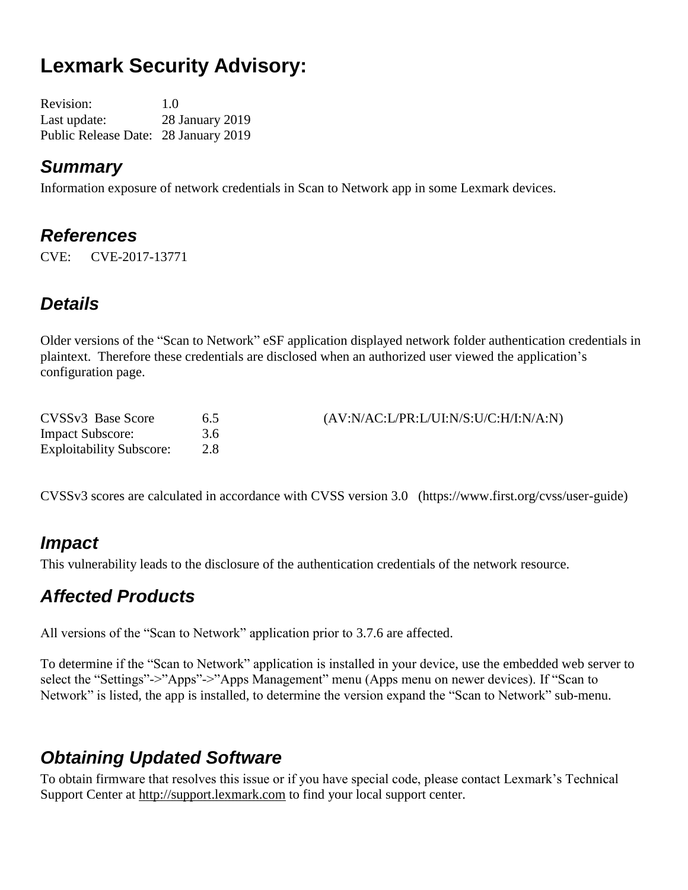# Lexmark Security Advisory:

Revision: 1.0
Last update: 28 January 2019
Public Release Date: 28 January 2019

## *Summary*

Information exposure of network credentials in Scan to Network app in some Lexmark devices.

## *References*

CVE: CVE-2017-13771

## *Details*

Older versions of the "Scan to Network" eSF application displayed network folder authentication credentials in plaintext. Therefore these credentials are disclosed when an authorized user viewed the application's configuration page.

| | | |
|---|---|---|
| CVSSv3 Base Score | 6.5 | (AV:N/AC:L/PR:L/UI:N/S:U/C:H/I:N/A:N) |
| Impact Subscore: | 3.6 | |
| Exploitability Subscore: | 2.8 | |

CVSSv3 scores are calculated in accordance with CVSS version 3.0 (https://www.first.org/cvss/user-guide)

## *Impact*

This vulnerability leads to the disclosure of the authentication credentials of the network resource.

## *Affected Products*

All versions of the "Scan to Network" application prior to 3.7.6 are affected.

To determine if the "Scan to Network" application is installed in your device, use the embedded web server to select the "Settings"->"Apps"->"Apps Management" menu (Apps menu on newer devices). If "Scan to Network" is listed, the app is installed, to determine the version expand the "Scan to Network" sub-menu.

## *Obtaining Updated Software*

To obtain firmware that resolves this issue or if you have special code, please contact Lexmark's Technical Support Center at http://support.lexmark.com to find your local support center.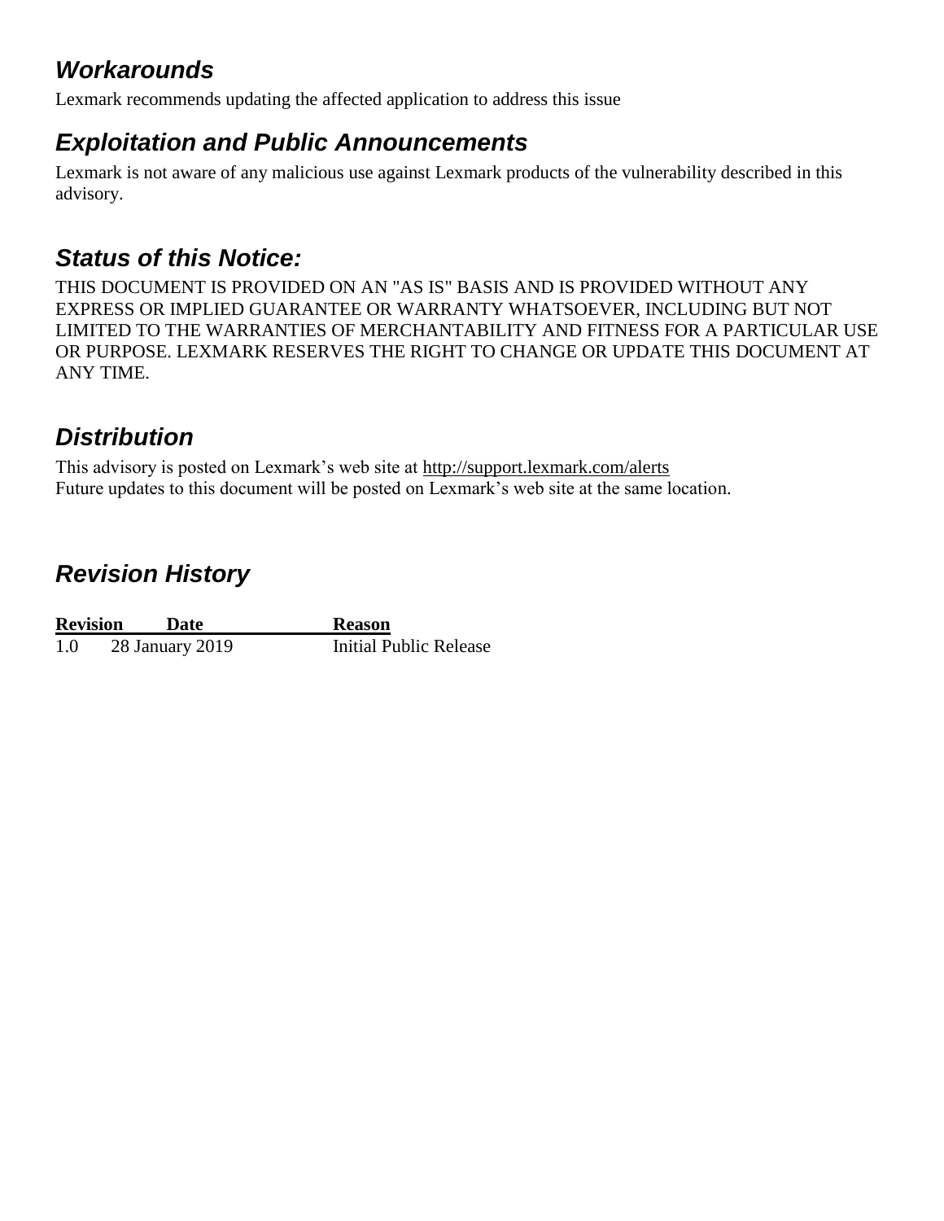## *Workarounds*

Lexmark recommends updating the affected application to address this issue

## *Exploitation and Public Announcements*

Lexmark is not aware of any malicious use against Lexmark products of the vulnerability described in this advisory.

## *Status of this Notice:*

THIS DOCUMENT IS PROVIDED ON AN "AS IS" BASIS AND IS PROVIDED WITHOUT ANY EXPRESS OR IMPLIED GUARANTEE OR WARRANTY WHATSOEVER, INCLUDING BUT NOT LIMITED TO THE WARRANTIES OF MERCHANTABILITY AND FITNESS FOR A PARTICULAR USE OR PURPOSE. LEXMARK RESERVES THE RIGHT TO CHANGE OR UPDATE THIS DOCUMENT AT ANY TIME.

## *Distribution*

This advisory is posted on Lexmark's web site at http://support.lexmark.com/alerts
Future updates to this document will be posted on Lexmark's web site at the same location.

## *Revision History*

| Revision | Date | Reason |
|---|---|---|
| 1.0 | 28 January 2019 | Initial Public Release |